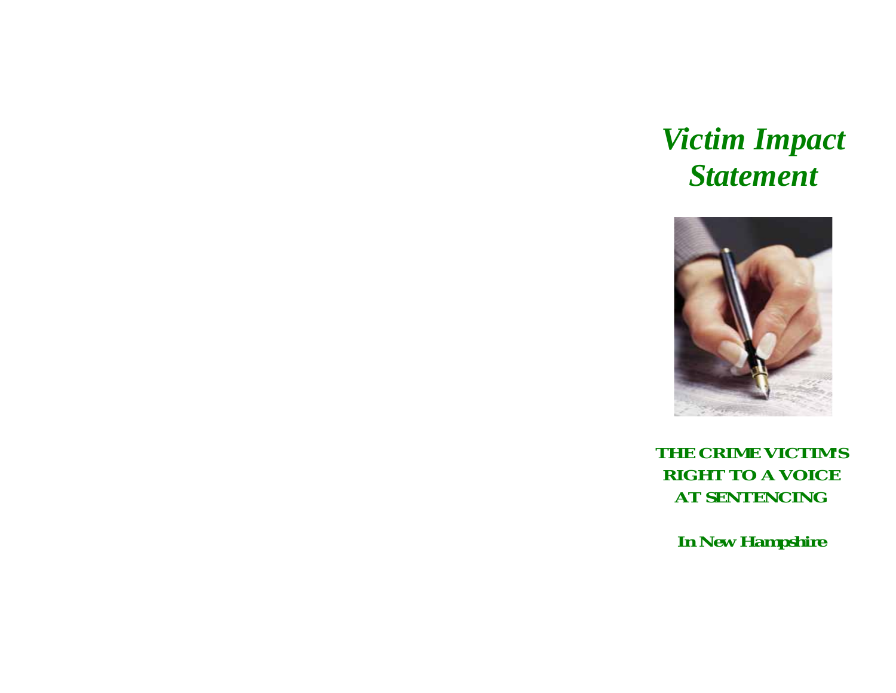# *Victim Impact Statement*

**THE CRIME VICTIM'S RIGHT TO A VOICE AT SENTENCING**

**In New Hampshire**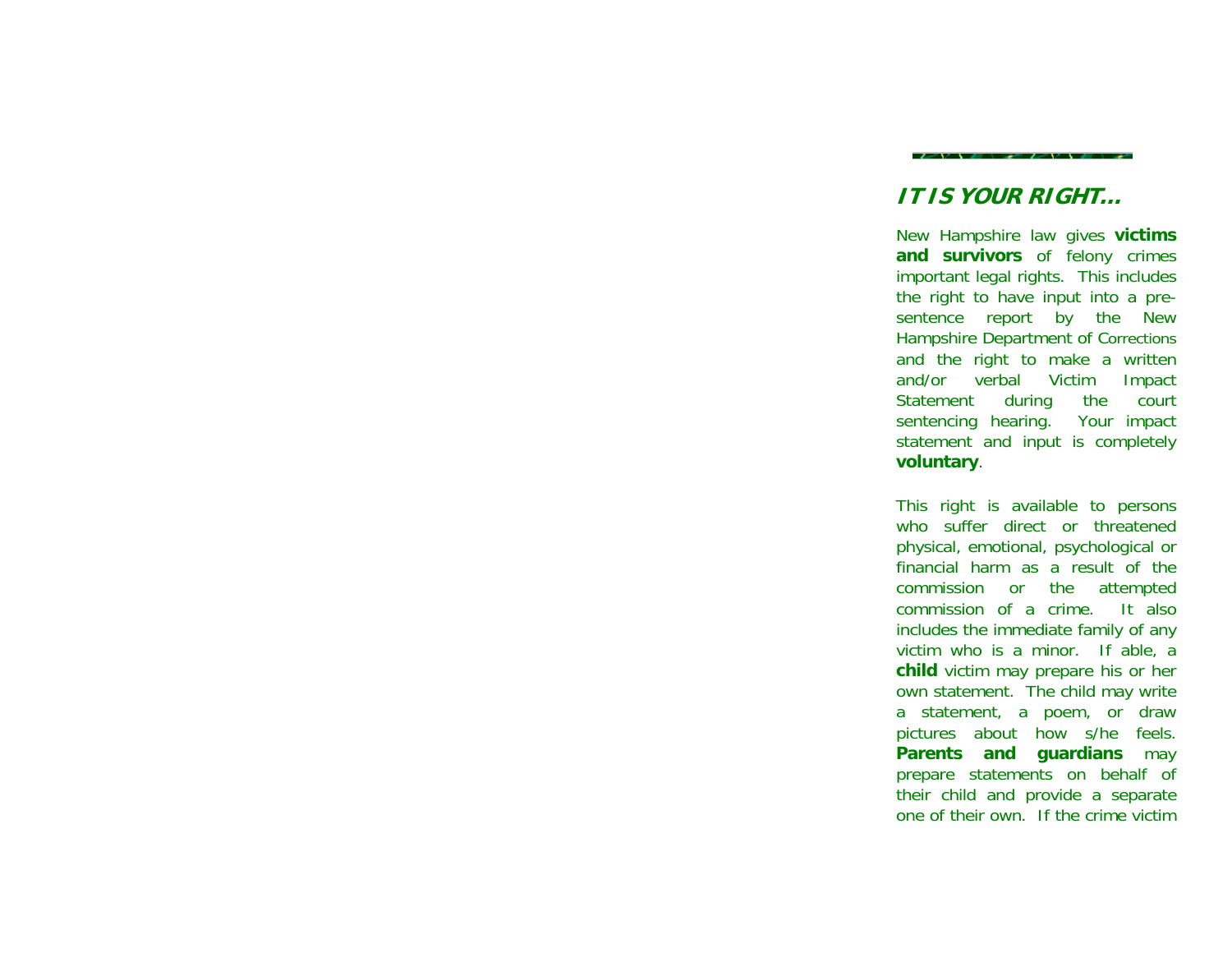## IT IS YOUR RIGHT…

New Hampshire law gives **victims and survivors** of felony crimes important legal rights. This includes the right to have input into a pre-sentence report by the New Hampshire Department of Corrections and the right to make a written and/or verbal Victim Impact Statement during the court sentencing hearing. Your impact statement and input is completely **voluntary**.

This right is available to persons who suffer direct or threatened physical, emotional, psychological or financial harm as a result of the commission or the attempted commission of a crime. It also includes the immediate family of any victim who is a minor. If able, a **child** victim may prepare his or her own statement. The child may write a statement, a poem, or draw pictures about how s/he feels. **Parents and guardians** may prepare statements on behalf of their child and provide a separate one of their own. If the crime victim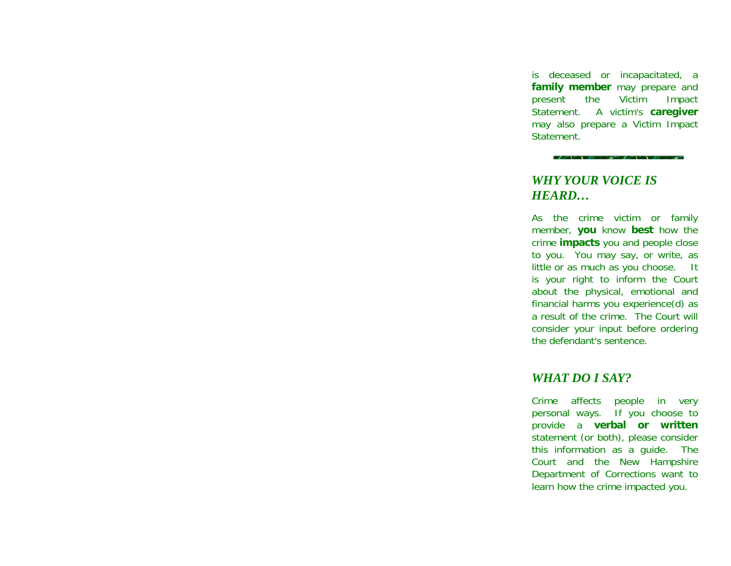is deceased or incapacitated, a **family member** may prepare and present the Victim Impact Statement. A victim's **caregiver** may also prepare a Victim Impact Statement.

## *WHY YOUR VOICE IS HEARD…*

As the crime victim or family member, **you** know **best** how the crime **impacts** you and people close to you. You may say, or write, as little or as much as you choose. It is your right to inform the Court about the physical, emotional and financial harms you experience(d) as a result of the crime. The Court will consider your input before ordering the defendant's sentence.

## *WHAT DO I SAY?*

Crime affects people in very personal ways. If you choose to provide a **verbal or written** statement (or both), please consider this information as a guide. The Court and the New Hampshire Department of Corrections want to learn how the crime impacted you.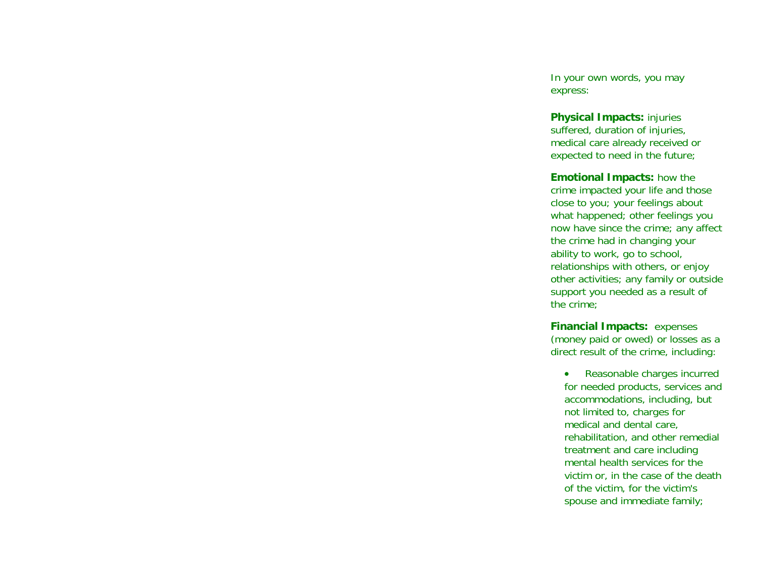In your own words, you may express:

**Physical Impacts:** injuries suffered, duration of injuries, medical care already received or expected to need in the future;

**Emotional Impacts:** how the crime impacted your life and those close to you; your feelings about what happened; other feelings you now have since the crime; any affect the crime had in changing your ability to work, go to school, relationships with others, or enjoy other activities; any family or outside support you needed as a result of the crime;

**Financial Impacts:** expenses (money paid or owed) or losses as a direct result of the crime, including:

- Reasonable charges incurred for needed products, services and accommodations, including, but not limited to, charges for medical and dental care, rehabilitation, and other remedial treatment and care including mental health services for the victim or, in the case of the death of the victim, for the victim's spouse and immediate family;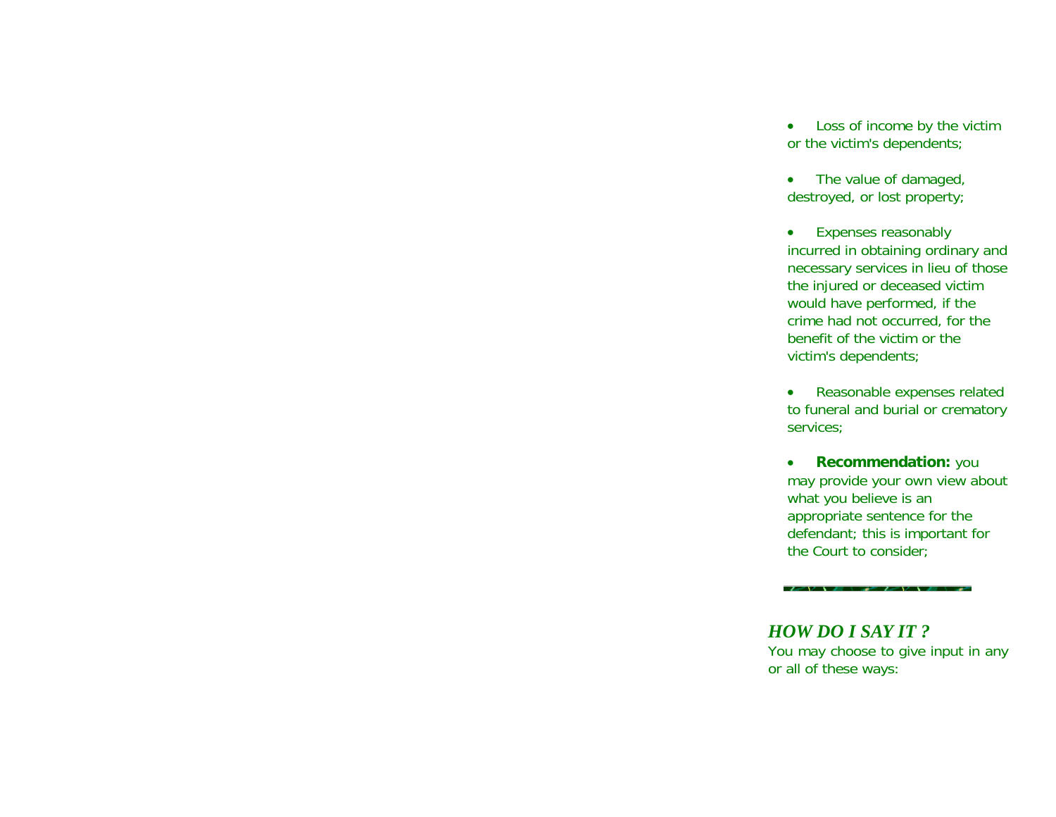- Loss of income by the victim or the victim's dependents;
- The value of damaged, destroyed, or lost property;
- Expenses reasonably incurred in obtaining ordinary and necessary services in lieu of those the injured or deceased victim would have performed, if the crime had not occurred, for the benefit of the victim or the victim's dependents;
- Reasonable expenses related to funeral and burial or crematory services;
- **Recommendation:** you may provide your own view about what you believe is an appropriate sentence for the defendant; this is important for the Court to consider;

## *HOW DO I SAY IT ?*

You may choose to give input in any or all of these ways: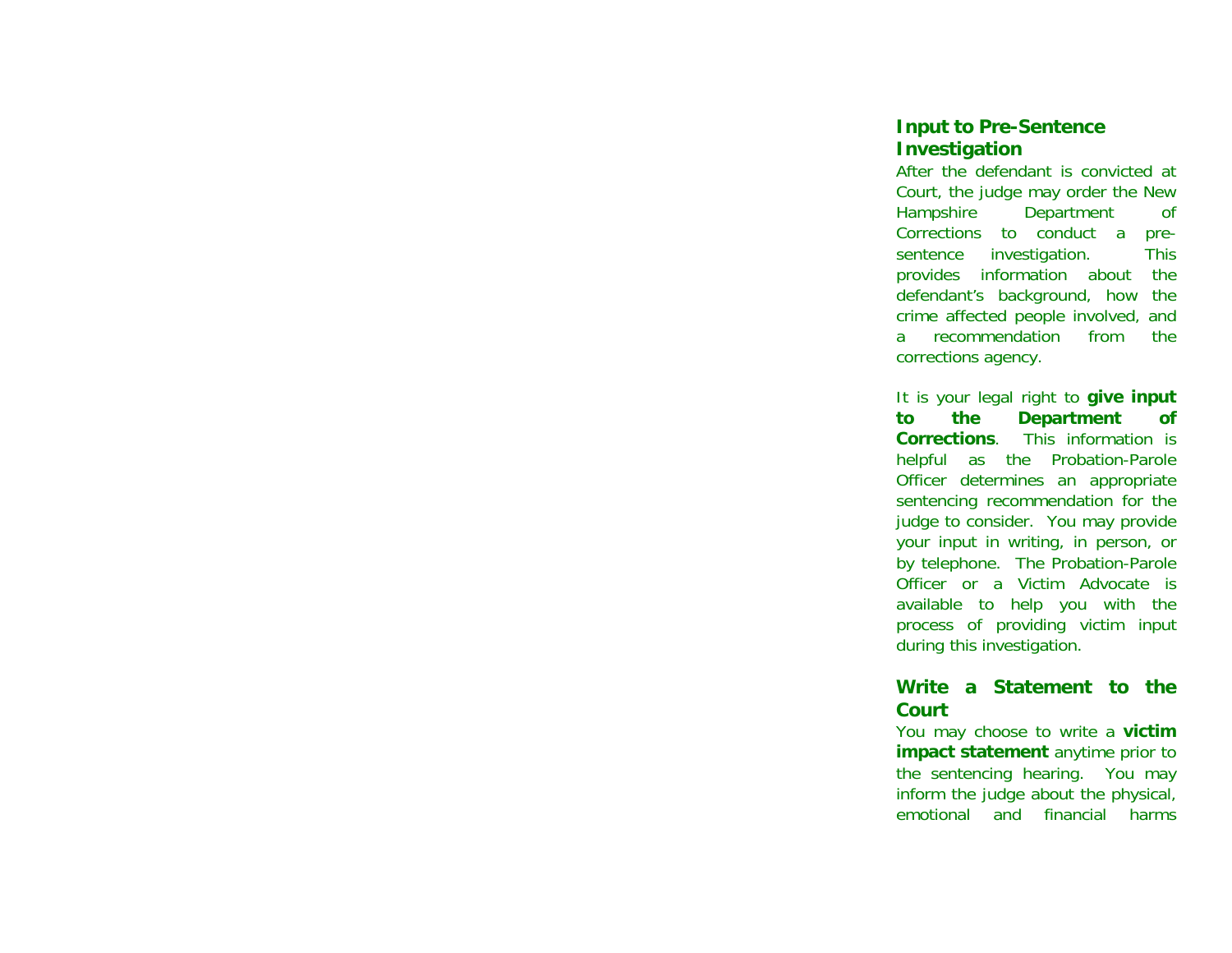## Input to Pre-Sentence Investigation

After the defendant is convicted at Court, the judge may order the New Hampshire Department of Corrections to conduct a pre-sentence investigation. This provides information about the defendant's background, how the crime affected people involved, and a recommendation from the corrections agency.

It is your legal right to **give input to the Department of Corrections**. This information is helpful as the Probation-Parole Officer determines an appropriate sentencing recommendation for the judge to consider. You may provide your input in writing, in person, or by telephone. The Probation-Parole Officer or a Victim Advocate is available to help you with the process of providing victim input during this investigation.

## Write a Statement to the Court

You may choose to write a **victim impact statement** anytime prior to the sentencing hearing. You may inform the judge about the physical, emotional and financial harms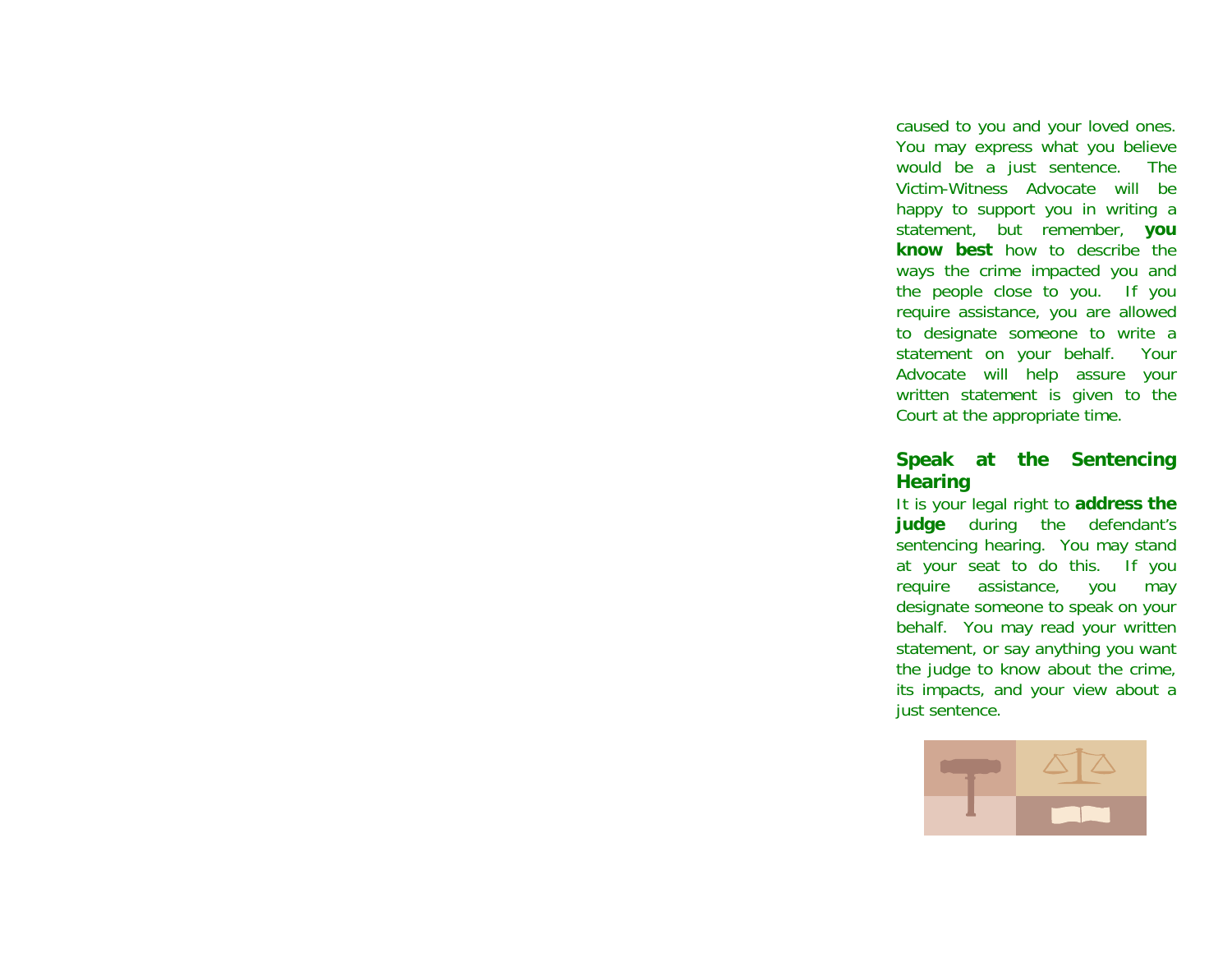caused to you and your loved ones. You may express what you believe would be a just sentence. The Victim-Witness Advocate will be happy to support you in writing a statement, but remember, **you know best** how to describe the ways the crime impacted you and the people close to you. If you require assistance, you are allowed to designate someone to write a statement on your behalf. Your Advocate will help assure your written statement is given to the Court at the appropriate time.

## Speak at the Sentencing Hearing

It is your legal right to **address the judge** during the defendant's sentencing hearing. You may stand at your seat to do this. If you require assistance, you may designate someone to speak on your behalf. You may read your written statement, or say anything you want the judge to know about the crime, its impacts, and your view about a just sentence.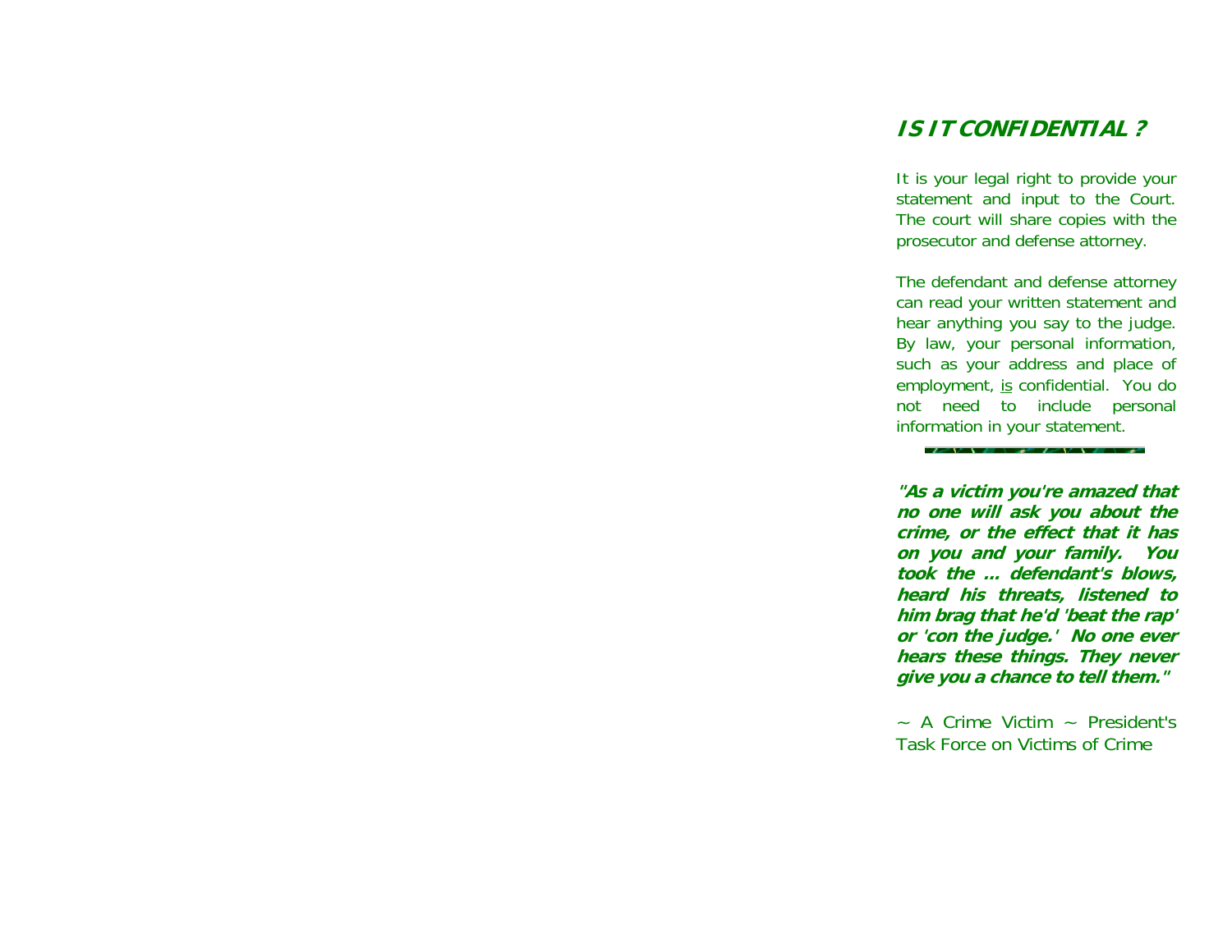## IS IT CONFIDENTIAL?

It is your legal right to provide your statement and input to the Court. The court will share copies with the prosecutor and defense attorney.

The defendant and defense attorney can read your written statement and hear anything you say to the judge. By law, your personal information, such as your address and place of employment, is confidential. You do not need to include personal information in your statement.

***"As a victim you're amazed that no one will ask you about the crime, or the effect that it has on you and your family. You took the ... defendant's blows, heard his threats, listened to him brag that he'd 'beat the rap' or 'con the judge.' No one ever hears these things. They never give you a chance to tell them."***

~ A Crime Victim ~ President's Task Force on Victims of Crime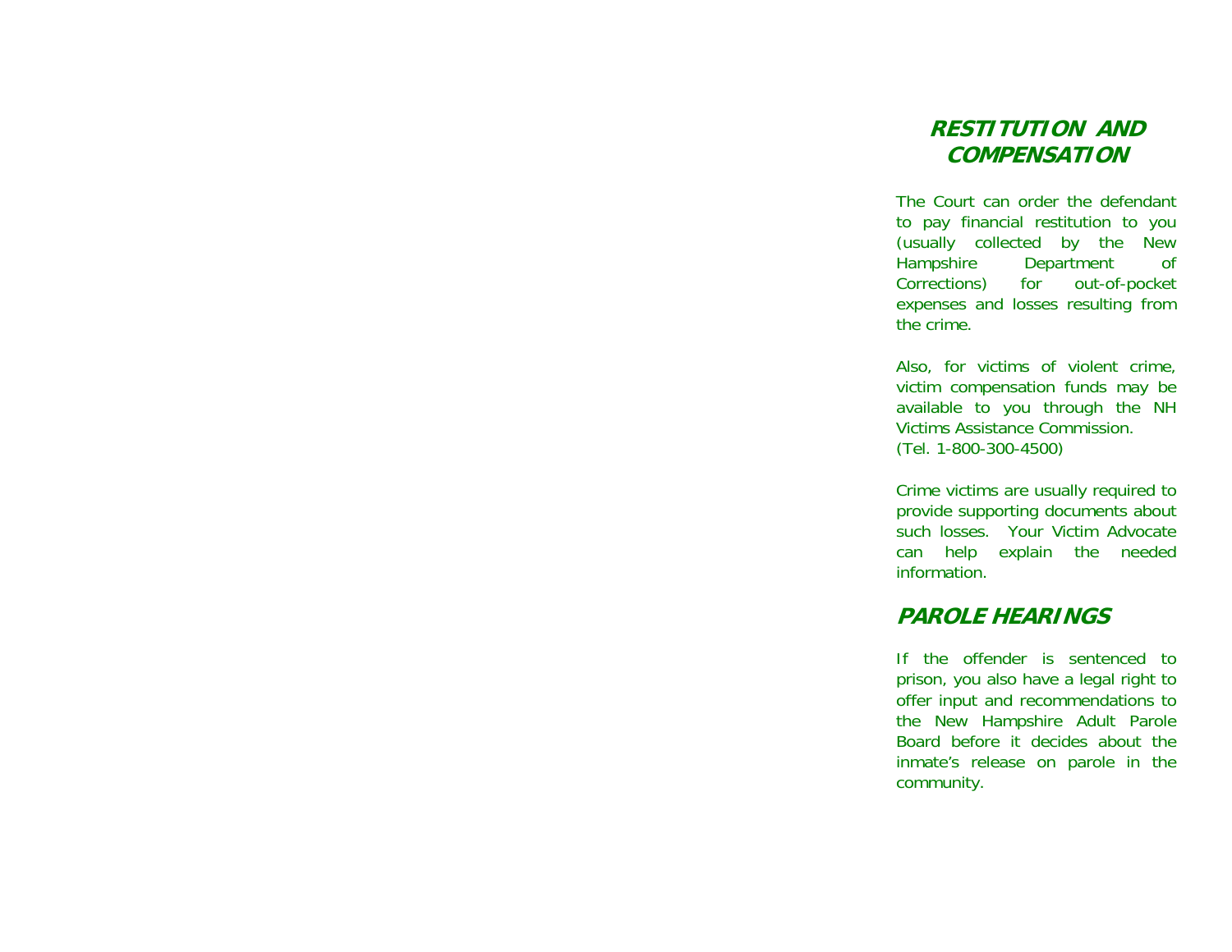## RESTITUTION AND COMPENSATION

The Court can order the defendant to pay financial restitution to you (usually collected by the New Hampshire Department of Corrections) for out-of-pocket expenses and losses resulting from the crime.

Also, for victims of violent crime, victim compensation funds may be available to you through the NH Victims Assistance Commission.
(Tel. 1-800-300-4500)

Crime victims are usually required to provide supporting documents about such losses. Your Victim Advocate can help explain the needed information.

## PAROLE HEARINGS

If the offender is sentenced to prison, you also have a legal right to offer input and recommendations to the New Hampshire Adult Parole Board before it decides about the inmate's release on parole in the community.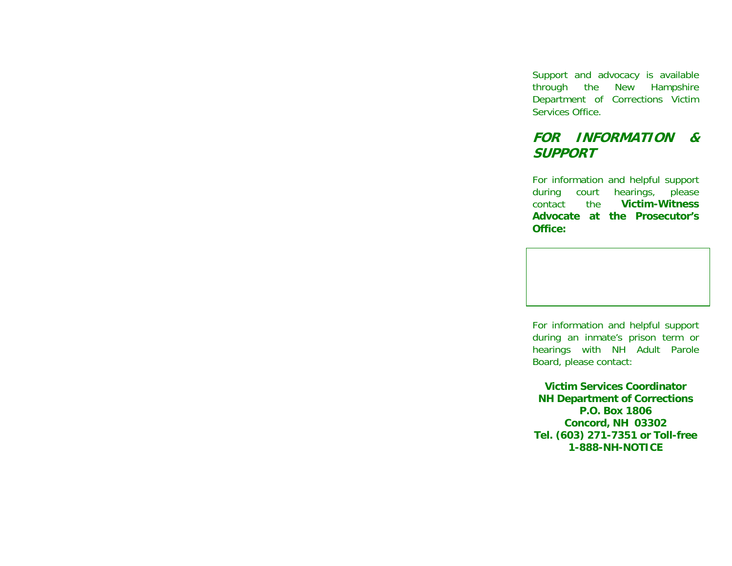Support and advocacy is available through the New Hampshire Department of Corrections Victim Services Office.

## *FOR INFORMATION & SUPPORT*

For information and helpful support during court hearings, please contact the **Victim-Witness Advocate at the Prosecutor's Office:**

For information and helpful support during an inmate's prison term or hearings with NH Adult Parole Board, please contact:

**Victim Services Coordinator**
**NH Department of Corrections**
**P.O. Box 1806**
**Concord, NH 03302**
**Tel. (603) 271-7351 or Toll-free**
**1-888-NH-NOTICE**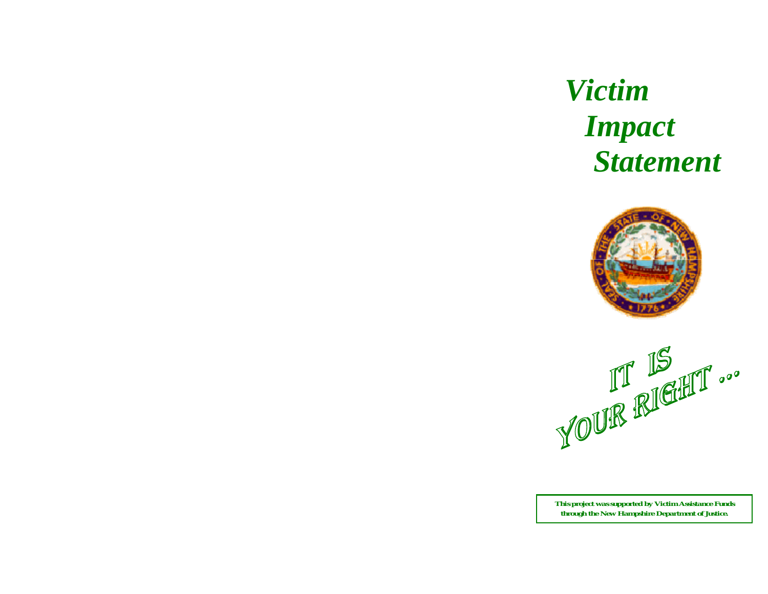# *Victim Impact Statement*

IT IS YOUR RIGHT ...

**This project was supported by Victim Assistance Funds through the New Hampshire Department of Justice.**